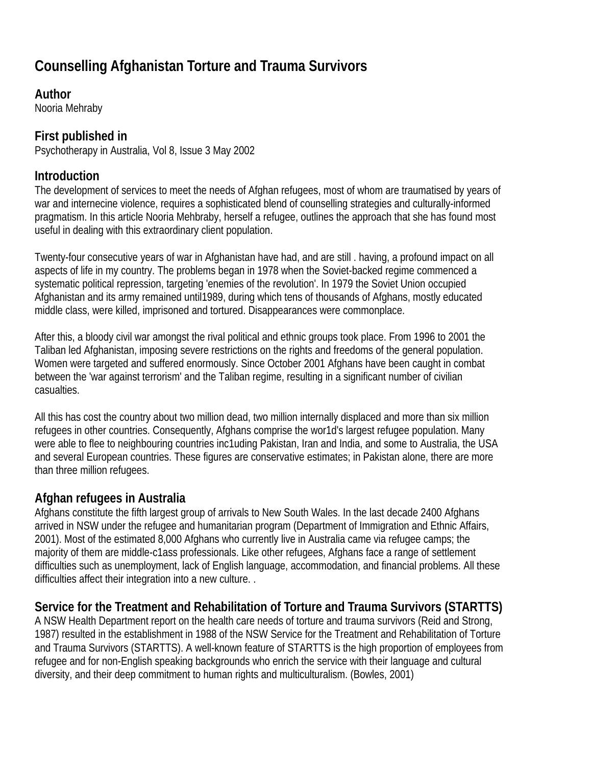# Counselling Afghanistan Torture and Trauma Survivors

## Author

Nooria Mehraby

## First published in

Psychotherapy in Australia, Vol 8, Issue 3 May 2002

## Introduction

The development of services to meet the needs of Afghan refugees, most of whom are traumatised by years of war and internecine violence, requires a sophisticated blend of counselling strategies and culturally-informed pragmatism. In this article Nooria Mehbraby, herself a refugee, outlines the approach that she has found most useful in dealing with this extraordinary client population.

Twenty-four consecutive years of war in Afghanistan have had, and are still . having, a profound impact on all aspects of life in my country. The problems began in 1978 when the Soviet-backed regime commenced a systematic political repression, targeting 'enemies of the revolution'. In 1979 the Soviet Union occupied Afghanistan and its army remained until1989, during which tens of thousands of Afghans, mostly educated middle class, were killed, imprisoned and tortured. Disappearances were commonplace.

After this, a bloody civil war amongst the rival political and ethnic groups took place. From 1996 to 2001 the Taliban led Afghanistan, imposing severe restrictions on the rights and freedoms of the general population. Women were targeted and suffered enormously. Since October 2001 Afghans have been caught in combat between the 'war against terrorism' and the Taliban regime, resulting in a significant number of civilian casualties.

All this has cost the country about two million dead, two million internally displaced and more than six million refugees in other countries. Consequently, Afghans comprise the wor1d's largest refugee population. Many were able to flee to neighbouring countries inc1uding Pakistan, Iran and India, and some to Australia, the USA and several European countries. These figures are conservative estimates; in Pakistan alone, there are more than three million refugees.

## Afghan refugees in Australia

Afghans constitute the fifth largest group of arrivals to New South Wales. In the last decade 2400 Afghans arrived in NSW under the refugee and humanitarian program (Department of Immigration and Ethnic Affairs, 2001). Most of the estimated 8,000 Afghans who currently live in Australia came via refugee camps; the majority of them are middle-c1ass professionals. Like other refugees, Afghans face a range of settlement difficulties such as unemployment, lack of English language, accommodation, and financial problems. All these difficulties affect their integration into a new culture. .

## Service for the Treatment and Rehabilitation of Torture and Trauma Survivors (STARTTS)

A NSW Health Department report on the health care needs of torture and trauma survivors (Reid and Strong, 1987) resulted in the establishment in 1988 of the NSW Service for the Treatment and Rehabilitation of Torture and Trauma Survivors (STARTTS). A well-known feature of STARTTS is the high proportion of employees from refugee and for non-English speaking backgrounds who enrich the service with their language and cultural diversity, and their deep commitment to human rights and multiculturalism. (Bowles, 2001)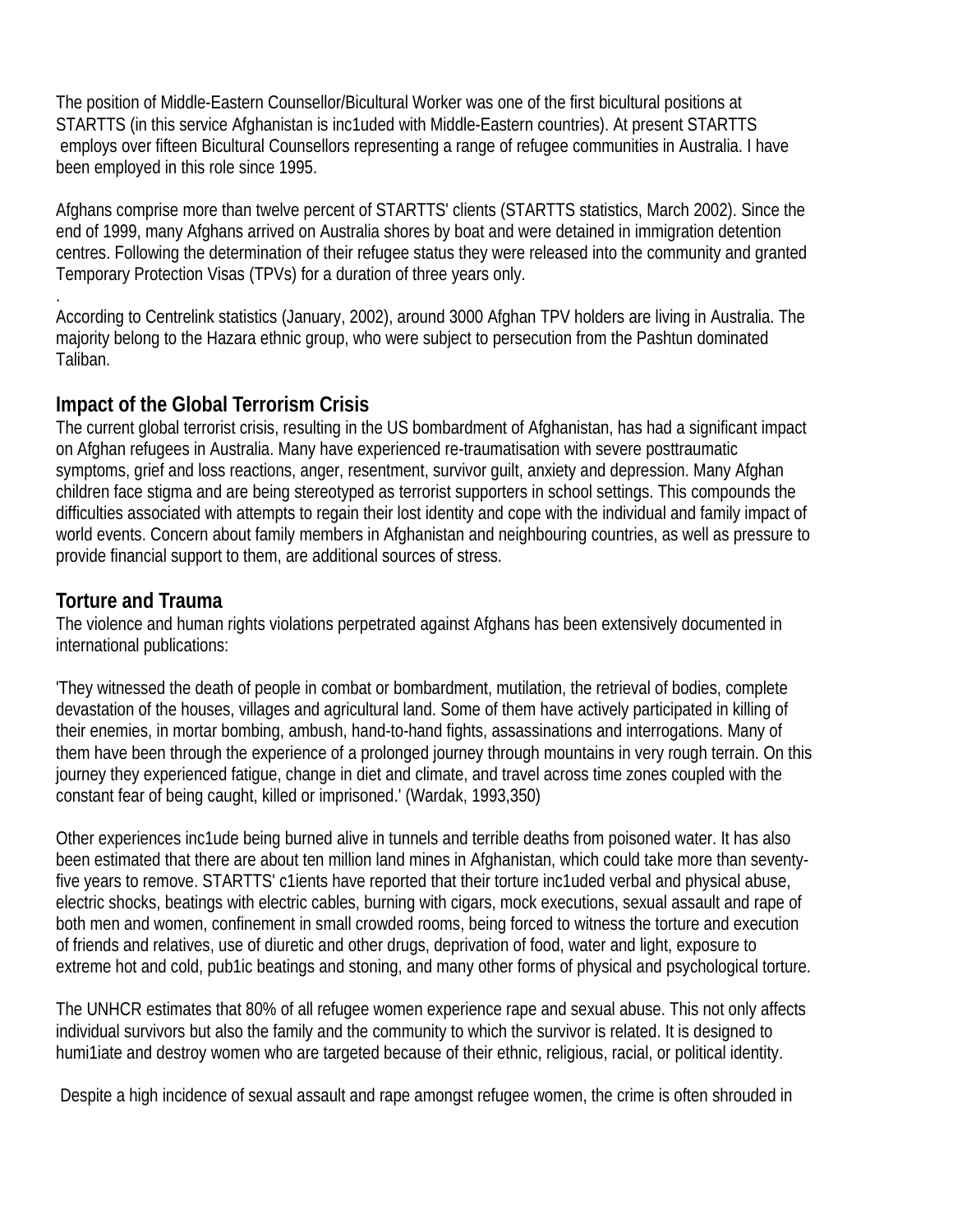The position of Middle-Eastern Counsellor/Bicultural Worker was one of the first bicultural positions at STARTTS (in this service Afghanistan is inc1uded with Middle-Eastern countries). At present STARTTS employs over fifteen Bicultural Counsellors representing a range of refugee communities in Australia. I have been employed in this role since 1995.

Afghans comprise more than twelve percent of STARTTS' clients (STARTTS statistics, March 2002). Since the end of 1999, many Afghans arrived on Australia shores by boat and were detained in immigration detention centres. Following the determination of their refugee status they were released into the community and granted Temporary Protection Visas (TPVs) for a duration of three years only.

.

According to Centrelink statistics (January, 2002), around 3000 Afghan TPV holders are living in Australia. The majority belong to the Hazara ethnic group, who were subject to persecution from the Pashtun dominated Taliban.

## Impact of the Global Terrorism Crisis

The current global terrorist crisis, resulting in the US bombardment of Afghanistan, has had a significant impact on Afghan refugees in Australia. Many have experienced re-traumatisation with severe posttraumatic symptoms, grief and loss reactions, anger, resentment, survivor guilt, anxiety and depression. Many Afghan children face stigma and are being stereotyped as terrorist supporters in school settings. This compounds the difficulties associated with attempts to regain their lost identity and cope with the individual and family impact of world events. Concern about family members in Afghanistan and neighbouring countries, as well as pressure to provide financial support to them, are additional sources of stress.

## Torture and Trauma

The violence and human rights violations perpetrated against Afghans has been extensively documented in international publications:

'They witnessed the death of people in combat or bombardment, mutilation, the retrieval of bodies, complete devastation of the houses, villages and agricultural land. Some of them have actively participated in killing of their enemies, in mortar bombing, ambush, hand-to-hand fights, assassinations and interrogations. Many of them have been through the experience of a prolonged journey through mountains in very rough terrain. On this journey they experienced fatigue, change in diet and climate, and travel across time zones coupled with the constant fear of being caught, killed or imprisoned.' (Wardak, 1993,350)

Other experiences inc1ude being burned alive in tunnels and terrible deaths from poisoned water. It has also been estimated that there are about ten million land mines in Afghanistan, which could take more than seventy-five years to remove. STARTTS' c1ients have reported that their torture inc1uded verbal and physical abuse, electric shocks, beatings with electric cables, burning with cigars, mock executions, sexual assault and rape of both men and women, confinement in small crowded rooms, being forced to witness the torture and execution of friends and relatives, use of diuretic and other drugs, deprivation of food, water and light, exposure to extreme hot and cold, pub1ic beatings and stoning, and many other forms of physical and psychological torture.

The UNHCR estimates that 80% of all refugee women experience rape and sexual abuse. This not only affects individual survivors but also the family and the community to which the survivor is related. It is designed to humi1iate and destroy women who are targeted because of their ethnic, religious, racial, or political identity.

Despite a high incidence of sexual assault and rape amongst refugee women, the crime is often shrouded in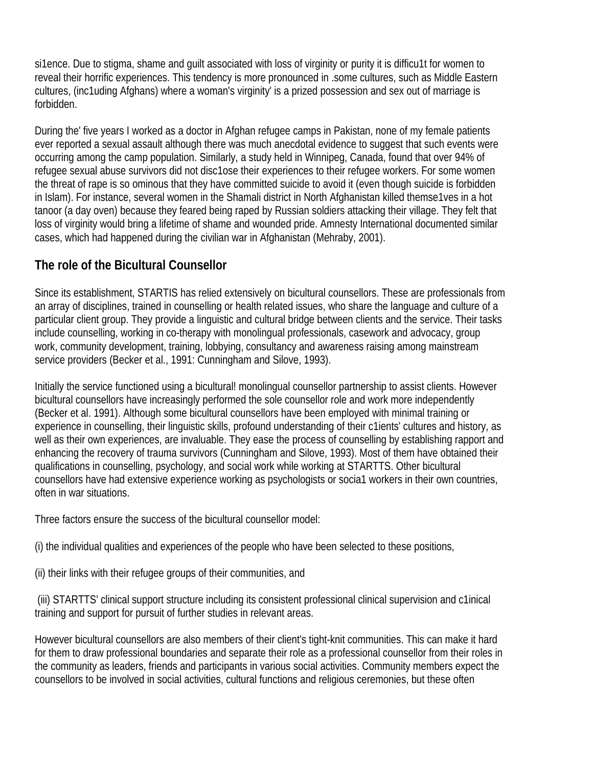si1ence. Due to stigma, shame and guilt associated with loss of virginity or purity it is difficu1t for women to reveal their horrific experiences. This tendency is more pronounced in .some cultures, such as Middle Eastern cultures, (inc1uding Afghans) where a woman's virginity' is a prized possession and sex out of marriage is forbidden.

During the' five years I worked as a doctor in Afghan refugee camps in Pakistan, none of my female patients ever reported a sexual assault although there was much anecdotal evidence to suggest that such events were occurring among the camp population. Similarly, a study held in Winnipeg, Canada, found that over 94% of refugee sexual abuse survivors did not disc1ose their experiences to their refugee workers. For some women the threat of rape is so ominous that they have committed suicide to avoid it (even though suicide is forbidden in Islam). For instance, several women in the Shamali district in North Afghanistan killed themse1ves in a hot tanoor (a day oven) because they feared being raped by Russian soldiers attacking their village. They felt that loss of virginity would bring a lifetime of shame and wounded pride. Amnesty International documented similar cases, which had happened during the civilian war in Afghanistan (Mehraby, 2001).

## The role of the Bicultural Counsellor

Since its establishment, STARTIS has relied extensively on bicultural counsellors. These are professionals from an array of disciplines, trained in counselling or health related issues, who share the language and culture of a particular client group. They provide a linguistic and cultural bridge between clients and the service. Their tasks include counselling, working in co-therapy with monolingual professionals, casework and advocacy, group work, community development, training, lobbying, consultancy and awareness raising among mainstream service providers (Becker et al., 1991: Cunningham and Silove, 1993).

Initially the service functioned using a bicultural! monolingual counsellor partnership to assist clients. However bicultural counsellors have increasingly performed the sole counsellor role and work more independently (Becker et al. 1991). Although some bicultural counsellors have been employed with minimal training or experience in counselling, their linguistic skills, profound understanding of their c1ients' cultures and history, as well as their own experiences, are invaluable. They ease the process of counselling by establishing rapport and enhancing the recovery of trauma survivors (Cunningham and Silove, 1993). Most of them have obtained their qualifications in counselling, psychology, and social work while working at STARTTS. Other bicultural counsellors have had extensive experience working as psychologists or socia1 workers in their own countries, often in war situations.

Three factors ensure the success of the bicultural counsellor model:

(i) the individual qualities and experiences of the people who have been selected to these positions,

(ii) their links with their refugee groups of their communities, and

(iii) STARTTS' clinical support structure including its consistent professional clinical supervision and c1inical training and support for pursuit of further studies in relevant areas.

However bicultural counsellors are also members of their client's tight-knit communities. This can make it hard for them to draw professional boundaries and separate their role as a professional counsellor from their roles in the community as leaders, friends and participants in various social activities. Community members expect the counsellors to be involved in social activities, cultural functions and religious ceremonies, but these often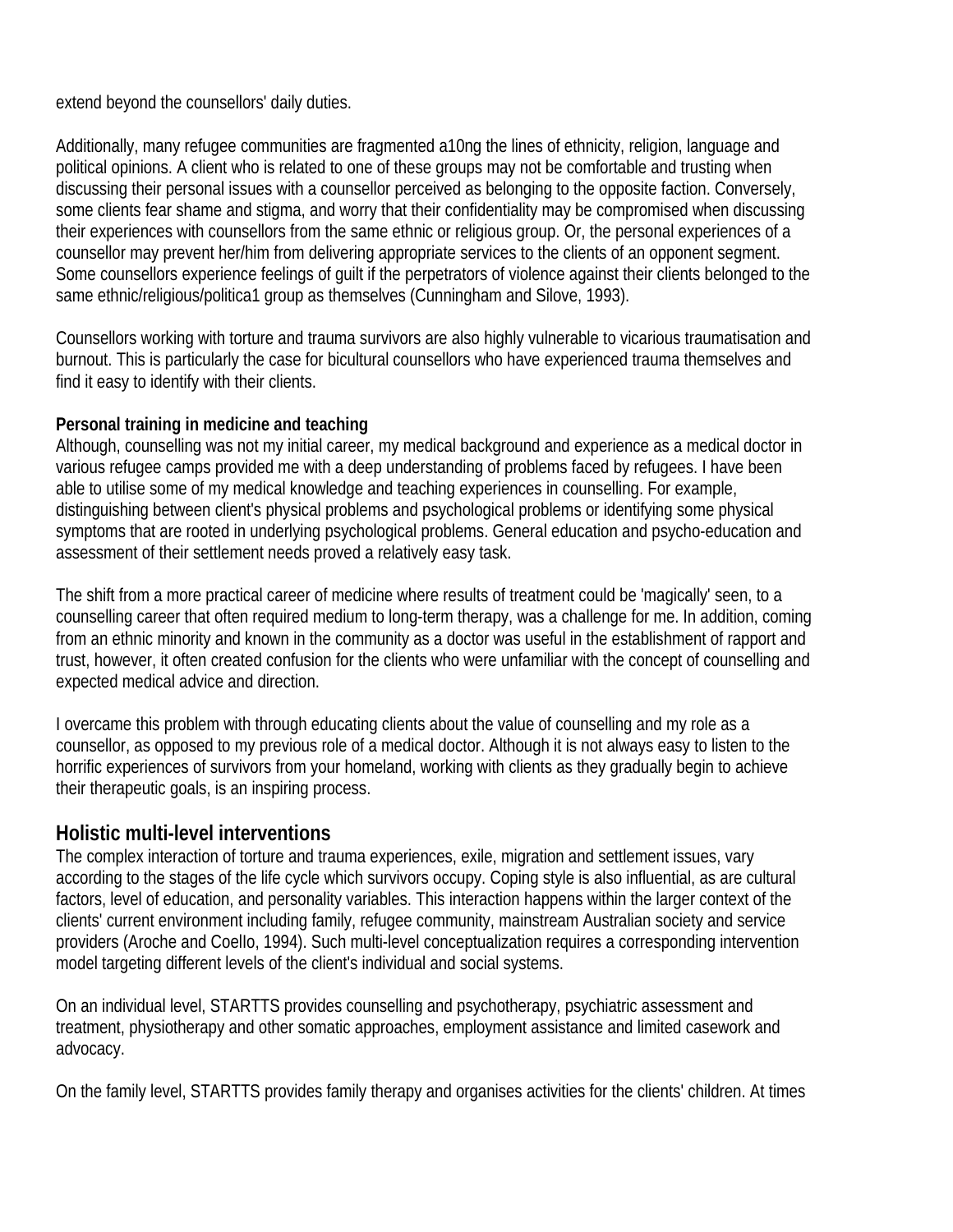extend beyond the counsellors' daily duties.

Additionally, many refugee communities are fragmented a10ng the lines of ethnicity, religion, language and political opinions. A client who is related to one of these groups may not be comfortable and trusting when discussing their personal issues with a counsellor perceived as belonging to the opposite faction. Conversely, some clients fear shame and stigma, and worry that their confidentiality may be compromised when discussing their experiences with counsellors from the same ethnic or religious group. Or, the personal experiences of a counsellor may prevent her/him from delivering appropriate services to the clients of an opponent segment. Some counsellors experience feelings of guilt if the perpetrators of violence against their clients belonged to the same ethnic/religious/politica1 group as themselves (Cunningham and Silove, 1993).

Counsellors working with torture and trauma survivors are also highly vulnerable to vicarious traumatisation and burnout. This is particularly the case for bicultural counsellors who have experienced trauma themselves and find it easy to identify with their clients.

**Personal training in medicine and teaching**

Although, counselling was not my initial career, my medical background and experience as a medical doctor in various refugee camps provided me with a deep understanding of problems faced by refugees. I have been able to utilise some of my medical knowledge and teaching experiences in counselling. For example, distinguishing between client's physical problems and psychological problems or identifying some physical symptoms that are rooted in underlying psychological problems. General education and psycho-education and assessment of their settlement needs proved a relatively easy task.

The shift from a more practical career of medicine where results of treatment could be 'magically' seen, to a counselling career that often required medium to long-term therapy, was a challenge for me. In addition, coming from an ethnic minority and known in the community as a doctor was useful in the establishment of rapport and trust, however, it often created confusion for the clients who were unfamiliar with the concept of counselling and expected medical advice and direction.

I overcame this problem with through educating clients about the value of counselling and my role as a counsellor, as opposed to my previous role of a medical doctor. Although it is not always easy to listen to the horrific experiences of survivors from your homeland, working with clients as they gradually begin to achieve their therapeutic goals, is an inspiring process.

## Holistic multi-level interventions

The complex interaction of torture and trauma experiences, exile, migration and settlement issues, vary according to the stages of the life cycle which survivors occupy. Coping style is also influential, as are cultural factors, level of education, and personality variables. This interaction happens within the larger context of the clients' current environment including family, refugee community, mainstream Australian society and service providers (Aroche and CoelIo, 1994). Such multi-level conceptualization requires a corresponding intervention model targeting different levels of the client's individual and social systems.

On an individual level, STARTTS provides counselling and psychotherapy, psychiatric assessment and treatment, physiotherapy and other somatic approaches, employment assistance and limited casework and advocacy.

On the family level, STARTTS provides family therapy and organises activities for the clients' children. At times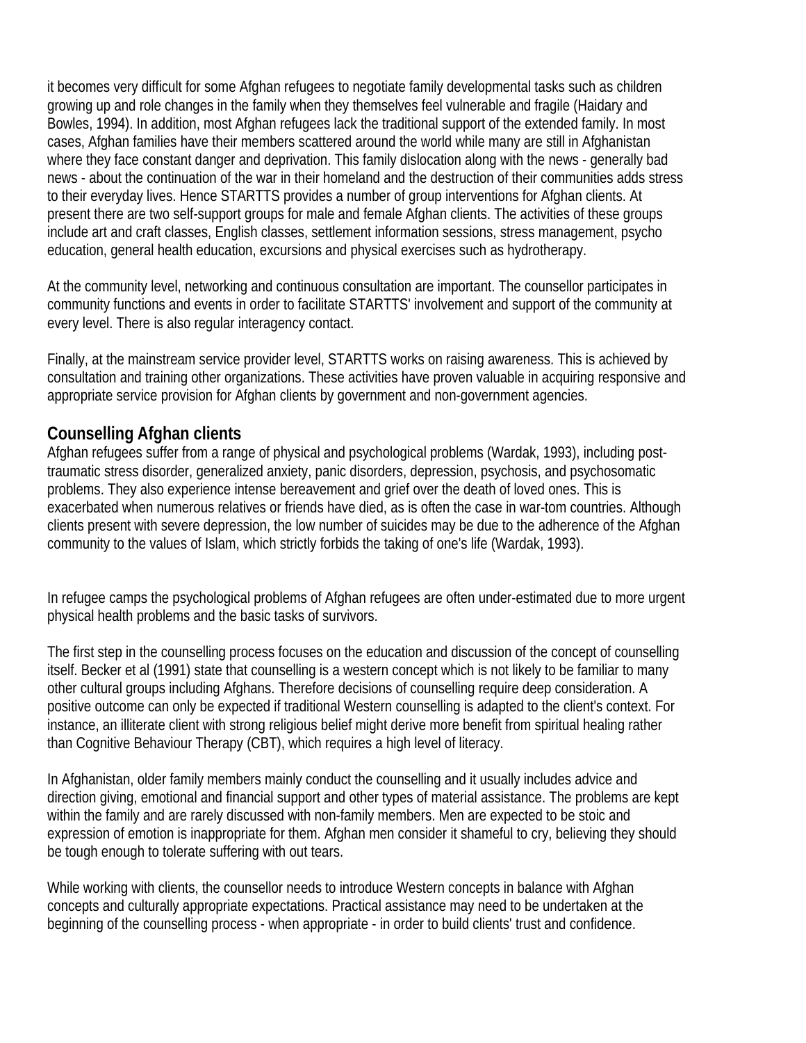it becomes very difficult for some Afghan refugees to negotiate family developmental tasks such as children growing up and role changes in the family when they themselves feel vulnerable and fragile (Haidary and Bowles, 1994). In addition, most Afghan refugees lack the traditional support of the extended family. In most cases, Afghan families have their members scattered around the world while many are still in Afghanistan where they face constant danger and deprivation. This family dislocation along with the news - generally bad news - about the continuation of the war in their homeland and the destruction of their communities adds stress to their everyday lives. Hence STARTTS provides a number of group interventions for Afghan clients. At present there are two self-support groups for male and female Afghan clients. The activities of these groups include art and craft classes, English classes, settlement information sessions, stress management, psycho education, general health education, excursions and physical exercises such as hydrotherapy.

At the community level, networking and continuous consultation are important. The counsellor participates in community functions and events in order to facilitate STARTTS' involvement and support of the community at every level. There is also regular interagency contact.

Finally, at the mainstream service provider level, STARTTS works on raising awareness. This is achieved by consultation and training other organizations. These activities have proven valuable in acquiring responsive and appropriate service provision for Afghan clients by government and non-government agencies.

## Counselling Afghan clients

Afghan refugees suffer from a range of physical and psychological problems (Wardak, 1993), including post-traumatic stress disorder, generalized anxiety, panic disorders, depression, psychosis, and psychosomatic problems. They also experience intense bereavement and grief over the death of loved ones. This is exacerbated when numerous relatives or friends have died, as is often the case in war-tom countries. Although clients present with severe depression, the low number of suicides may be due to the adherence of the Afghan community to the values of Islam, which strictly forbids the taking of one's life (Wardak, 1993).

In refugee camps the psychological problems of Afghan refugees are often under-estimated due to more urgent physical health problems and the basic tasks of survivors.

The first step in the counselling process focuses on the education and discussion of the concept of counselling itself. Becker et al (1991) state that counselling is a western concept which is not likely to be familiar to many other cultural groups including Afghans. Therefore decisions of counselling require deep consideration. A positive outcome can only be expected if traditional Western counselling is adapted to the client's context. For instance, an illiterate client with strong religious belief might derive more benefit from spiritual healing rather than Cognitive Behaviour Therapy (CBT), which requires a high level of literacy.

In Afghanistan, older family members mainly conduct the counselling and it usually includes advice and direction giving, emotional and financial support and other types of material assistance. The problems are kept within the family and are rarely discussed with non-family members. Men are expected to be stoic and expression of emotion is inappropriate for them. Afghan men consider it shameful to cry, believing they should be tough enough to tolerate suffering with out tears.

While working with clients, the counsellor needs to introduce Western concepts in balance with Afghan concepts and culturally appropriate expectations. Practical assistance may need to be undertaken at the beginning of the counselling process - when appropriate - in order to build clients' trust and confidence.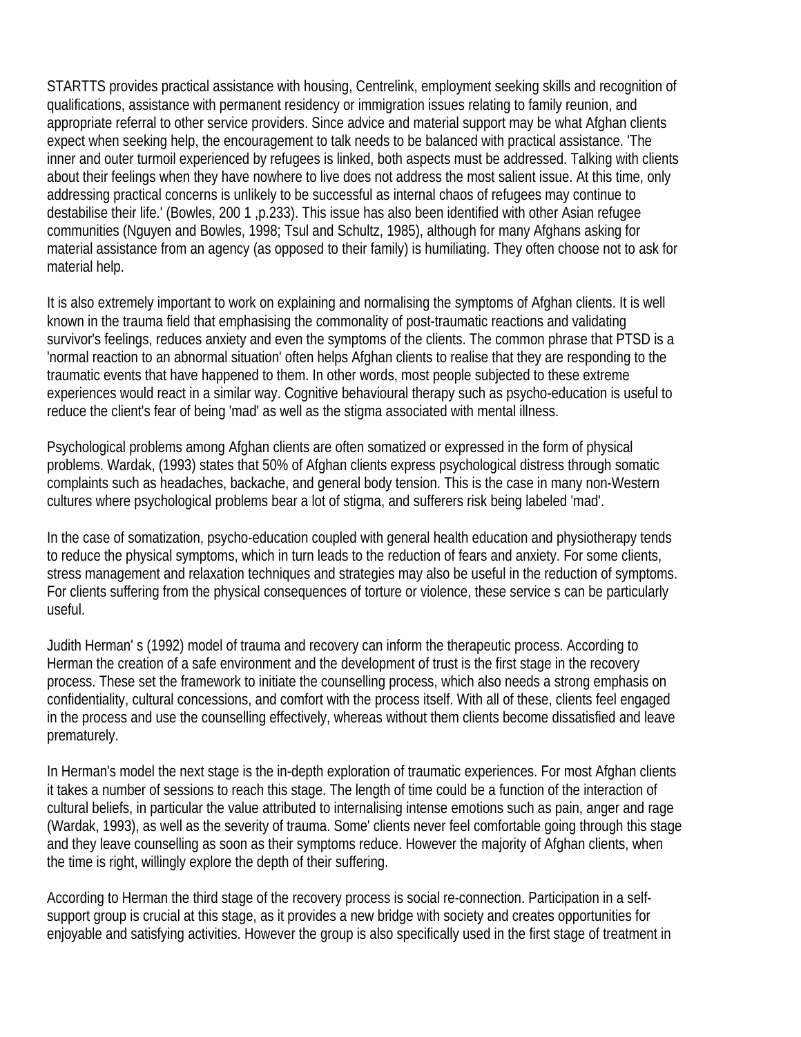STARTTS provides practical assistance with housing, Centrelink, employment seeking skills and recognition of qualifications, assistance with permanent residency or immigration issues relating to family reunion, and appropriate referral to other service providers. Since advice and material support may be what Afghan clients expect when seeking help, the encouragement to talk needs to be balanced with practical assistance. 'The inner and outer turmoil experienced by refugees is linked, both aspects must be addressed. Talking with clients about their feelings when they have nowhere to live does not address the most salient issue. At this time, only addressing practical concerns is unlikely to be successful as internal chaos of refugees may continue to destabilise their life.' (Bowles, 200 1 ,p.233). This issue has also been identified with other Asian refugee communities (Nguyen and Bowles, 1998; Tsul and Schultz, 1985), although for many Afghans asking for material assistance from an agency (as opposed to their family) is humiliating. They often choose not to ask for material help.

It is also extremely important to work on explaining and normalising the symptoms of Afghan clients. It is well known in the trauma field that emphasising the commonality of post-traumatic reactions and validating survivor's feelings, reduces anxiety and even the symptoms of the clients. The common phrase that PTSD is a 'normal reaction to an abnormal situation' often helps Afghan clients to realise that they are responding to the traumatic events that have happened to them. In other words, most people subjected to these extreme experiences would react in a similar way. Cognitive behavioural therapy such as psycho-education is useful to reduce the client's fear of being 'mad' as well as the stigma associated with mental illness.

Psychological problems among Afghan clients are often somatized or expressed in the form of physical problems. Wardak, (1993) states that 50% of Afghan clients express psychological distress through somatic complaints such as headaches, backache, and general body tension. This is the case in many non-Western cultures where psychological problems bear a lot of stigma, and sufferers risk being labeled 'mad'.

In the case of somatization, psycho-education coupled with general health education and physiotherapy tends to reduce the physical symptoms, which in turn leads to the reduction of fears and anxiety. For some clients, stress management and relaxation techniques and strategies may also be useful in the reduction of symptoms. For clients suffering from the physical consequences of torture or violence, these service s can be particularly useful.

Judith Herman' s (1992) model of trauma and recovery can inform the therapeutic process. According to Herman the creation of a safe environment and the development of trust is the first stage in the recovery process. These set the framework to initiate the counselling process, which also needs a strong emphasis on confidentiality, cultural concessions, and comfort with the process itself. With all of these, clients feel engaged in the process and use the counselling effectively, whereas without them clients become dissatisfied and leave prematurely.

In Herman's model the next stage is the in-depth exploration of traumatic experiences. For most Afghan clients it takes a number of sessions to reach this stage. The length of time could be a function of the interaction of cultural beliefs, in particular the value attributed to internalising intense emotions such as pain, anger and rage (Wardak, 1993), as well as the severity of trauma. Some' clients never feel comfortable going through this stage and they leave counselling as soon as their symptoms reduce. However the majority of Afghan clients, when the time is right, willingly explore the depth of their suffering.

According to Herman the third stage of the recovery process is social re-connection. Participation in a self-support group is crucial at this stage, as it provides a new bridge with society and creates opportunities for enjoyable and satisfying activities. However the group is also specifically used in the first stage of treatment in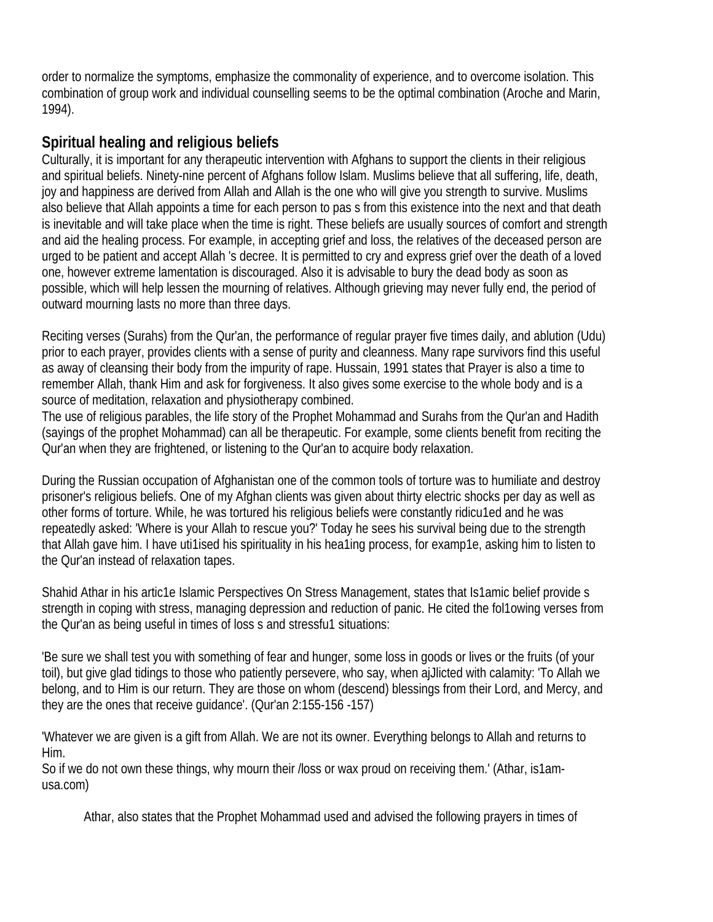order to normalize the symptoms, emphasize the commonality of experience, and to overcome isolation. This combination of group work and individual counselling seems to be the optimal combination (Aroche and Marin, 1994).

## Spiritual healing and religious beliefs

Culturally, it is important for any therapeutic intervention with Afghans to support the clients in their religious and spiritual beliefs. Ninety-nine percent of Afghans follow Islam. Muslims believe that all suffering, life, death, joy and happiness are derived from Allah and Allah is the one who will give you strength to survive. Muslims also believe that Allah appoints a time for each person to pas s from this existence into the next and that death is inevitable and will take place when the time is right. These beliefs are usually sources of comfort and strength and aid the healing process. For example, in accepting grief and loss, the relatives of the deceased person are urged to be patient and accept Allah 's decree. It is permitted to cry and express grief over the death of a loved one, however extreme lamentation is discouraged. Also it is advisable to bury the dead body as soon as possible, which will help lessen the mourning of relatives. Although grieving may never fully end, the period of outward mourning lasts no more than three days.

Reciting verses (Surahs) from the Qur'an, the performance of regular prayer five times daily, and ablution (Udu) prior to each prayer, provides clients with a sense of purity and cleanness. Many rape survivors find this useful as away of cleansing their body from the impurity of rape. Hussain, 1991 states that Prayer is also a time to remember Allah, thank Him and ask for forgiveness. It also gives some exercise to the whole body and is a source of meditation, relaxation and physiotherapy combined.
The use of religious parables, the life story of the Prophet Mohammad and Surahs from the Qur'an and Hadith (sayings of the prophet Mohammad) can all be therapeutic. For example, some clients benefit from reciting the Qur'an when they are frightened, or listening to the Qur'an to acquire body relaxation.

During the Russian occupation of Afghanistan one of the common tools of torture was to humiliate and destroy prisoner's religious beliefs. One of my Afghan clients was given about thirty electric shocks per day as well as other forms of torture. While, he was tortured his religious beliefs were constantly ridicu1ed and he was repeatedly asked: 'Where is your Allah to rescue you?' Today he sees his survival being due to the strength that Allah gave him. I have uti1ised his spirituality in his hea1ing process, for examp1e, asking him to listen to the Qur'an instead of relaxation tapes.

Shahid Athar in his artic1e Islamic Perspectives On Stress Management, states that Is1amic belief provide s strength in coping with stress, managing depression and reduction of panic. He cited the fol1owing verses from the Qur'an as being useful in times of loss s and stressfu1 situations:

'Be sure we shall test you with something of fear and hunger, some loss in goods or lives or the fruits (of your toil), but give glad tidings to those who patiently persevere, who say, when ajJlicted with calamity: 'To Allah we belong, and to Him is our return. They are those on whom (descend) blessings from their Lord, and Mercy, and they are the ones that receive guidance'. (Qur'an 2:155-156 -157)

'Whatever we are given is a gift from Allah. We are not its owner. Everything belongs to Allah and returns to Him.
So if we do not own these things, why mourn their /loss or wax proud on receiving them.' (Athar, is1am-usa.com)

Athar, also states that the Prophet Mohammad used and advised the following prayers in times of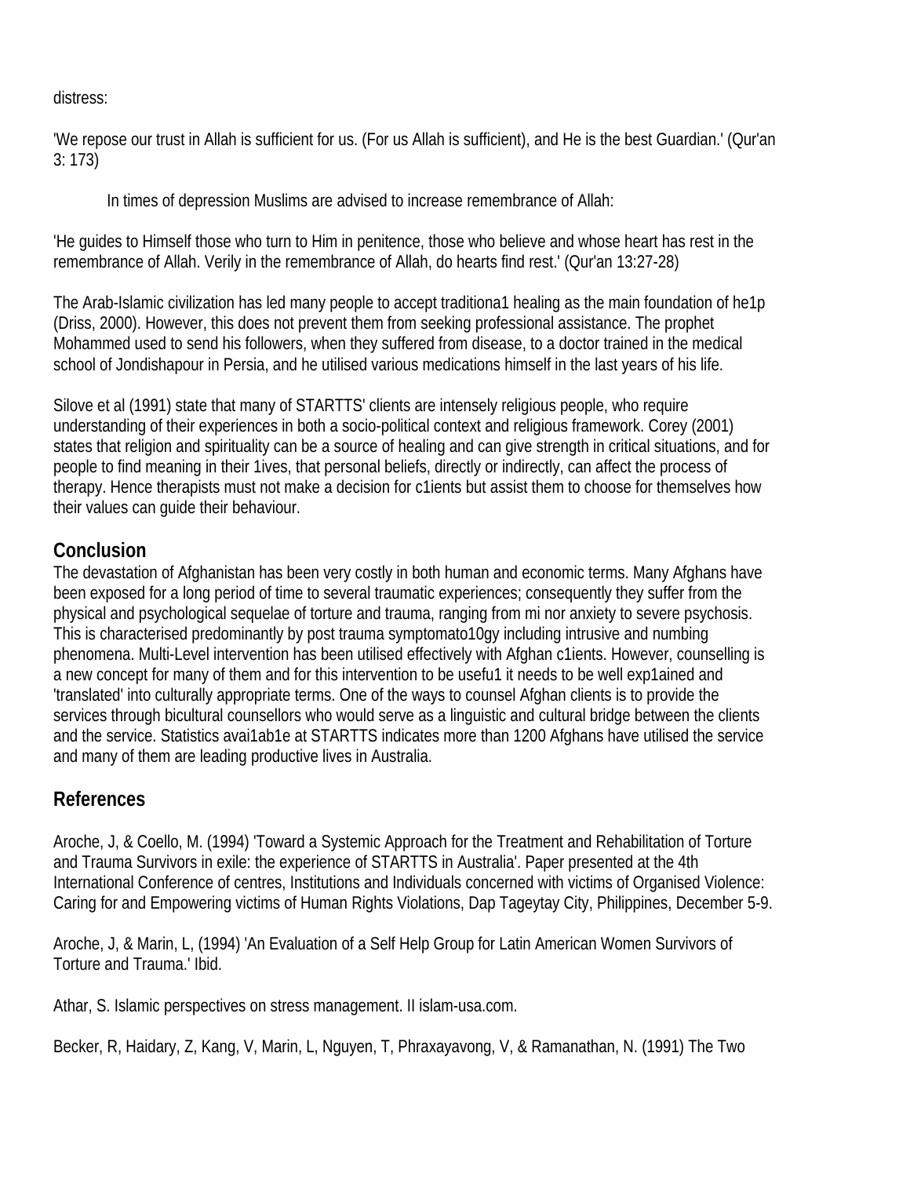distress:

'We repose our trust in Allah is sufficient for us. (For us Allah is sufficient), and He is the best Guardian.' (Qur'an 3: 173)

In times of depression Muslims are advised to increase remembrance of Allah:

'He guides to Himself those who turn to Him in penitence, those who believe and whose heart has rest in the remembrance of Allah. Verily in the remembrance of Allah, do hearts find rest.' (Qur'an 13:27-28)

The Arab-Islamic civilization has led many people to accept traditiona1 healing as the main foundation of he1p (Driss, 2000). However, this does not prevent them from seeking professional assistance. The prophet Mohammed used to send his followers, when they suffered from disease, to a doctor trained in the medical school of Jondishapour in Persia, and he utilised various medications himself in the last years of his life.

Silove et al (1991) state that many of STARTTS' clients are intensely religious people, who require understanding of their experiences in both a socio-political context and religious framework. Corey (2001) states that religion and spirituality can be a source of healing and can give strength in critical situations, and for people to find meaning in their 1ives, that personal beliefs, directly or indirectly, can affect the process of therapy. Hence therapists must not make a decision for c1ients but assist them to choose for themselves how their values can guide their behaviour.

## Conclusion

The devastation of Afghanistan has been very costly in both human and economic terms. Many Afghans have been exposed for a long period of time to several traumatic experiences; consequently they suffer from the physical and psychological sequelae of torture and trauma, ranging from mi nor anxiety to severe psychosis. This is characterised predominantly by post trauma symptomato10gy including intrusive and numbing phenomena. Multi-Level intervention has been utilised effectively with Afghan c1ients. However, counselling is a new concept for many of them and for this intervention to be usefu1 it needs to be well exp1ained and 'translated' into culturally appropriate terms. One of the ways to counsel Afghan clients is to provide the services through bicultural counsellors who would serve as a linguistic and cultural bridge between the clients and the service. Statistics avai1ab1e at STARTTS indicates more than 1200 Afghans have utilised the service and many of them are leading productive lives in Australia.

## References

Aroche, J, & Coello, M. (1994) 'Toward a Systemic Approach for the Treatment and Rehabilitation of Torture and Trauma Survivors in exile: the experience of STARTTS in Australia'. Paper presented at the 4th International Conference of centres, Institutions and Individuals concerned with victims of Organised Violence: Caring for and Empowering victims of Human Rights Violations, Dap Tageytay City, Philippines, December 5-9.

Aroche, J, & Marin, L, (1994) 'An Evaluation of a Self Help Group for Latin American Women Survivors of Torture and Trauma.' Ibid.

Athar, S. Islamic perspectives on stress management. II islam-usa.com.

Becker, R, Haidary, Z, Kang, V, Marin, L, Nguyen, T, Phraxayavong, V, & Ramanathan, N. (1991) The Two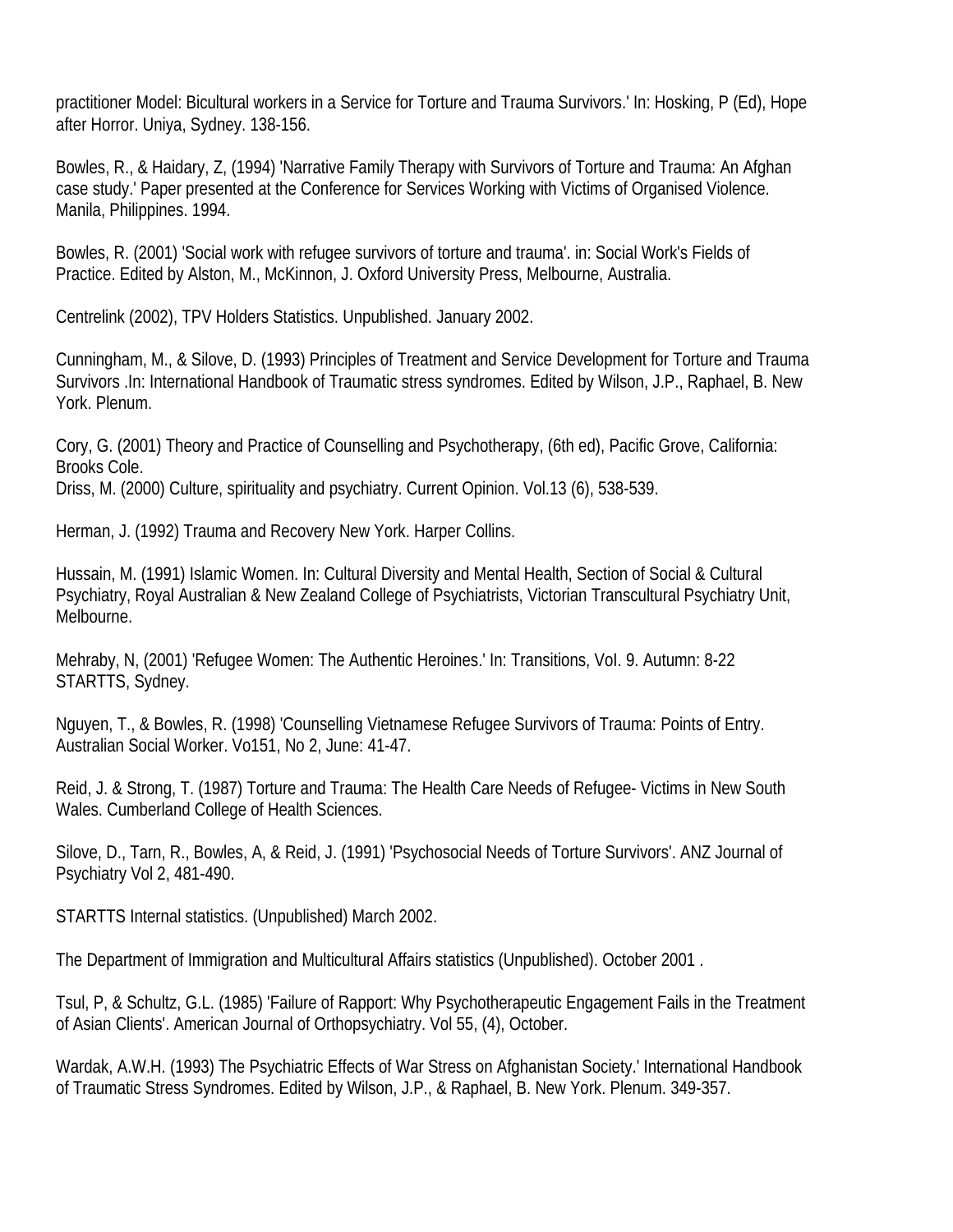practitioner Model: Bicultural workers in a Service for Torture and Trauma Survivors.' In: Hosking, P (Ed), Hope after Horror. Uniya, Sydney. 138-156.

Bowles, R., & Haidary, Z, (1994) 'Narrative Family Therapy with Survivors of Torture and Trauma: An Afghan case study.' Paper presented at the Conference for Services Working with Victims of Organised Violence. Manila, Philippines. 1994.

Bowles, R. (2001) 'Social work with refugee survivors of torture and trauma'. in: Social Work's Fields of Practice. Edited by Alston, M., McKinnon, J. Oxford University Press, Melbourne, Australia.

Centrelink (2002), TPV Holders Statistics. Unpublished. January 2002.

Cunningham, M., & Silove, D. (1993) Principles of Treatment and Service Development for Torture and Trauma Survivors .In: International Handbook of Traumatic stress syndromes. Edited by Wilson, J.P., Raphael, B. New York. Plenum.

Cory, G. (2001) Theory and Practice of Counselling and Psychotherapy, (6th ed), Pacific Grove, California: Brooks Cole.
Driss, M. (2000) Culture, spirituality and psychiatry. Current Opinion. Vol.13 (6), 538-539.

Herman, J. (1992) Trauma and Recovery New York. Harper Collins.

Hussain, M. (1991) Islamic Women. In: Cultural Diversity and Mental Health, Section of Social & Cultural Psychiatry, Royal Australian & New Zealand College of Psychiatrists, Victorian Transcultural Psychiatry Unit, Melbourne.

Mehraby, N, (2001) 'Refugee Women: The Authentic Heroines.' In: Transitions, VoI. 9. Autumn: 8-22 STARTTS, Sydney.

Nguyen, T., & Bowles, R. (1998) 'Counselling Vietnamese Refugee Survivors of Trauma: Points of Entry. Australian Social Worker. Vo151, No 2, June: 41-47.

Reid, J. & Strong, T. (1987) Torture and Trauma: The Health Care Needs of Refugee- Victims in New South Wales. Cumberland College of Health Sciences.

Silove, D., Tarn, R., Bowles, A, & Reid, J. (1991) 'Psychosocial Needs of Torture Survivors'. ANZ Journal of Psychiatry Vol 2, 481-490.

STARTTS Internal statistics. (Unpublished) March 2002.

The Department of Immigration and Multicultural Affairs statistics (Unpublished). October 2001 .

Tsul, P, & Schultz, G.L. (1985) 'Failure of Rapport: Why Psychotherapeutic Engagement Fails in the Treatment of Asian Clients'. American Journal of Orthopsychiatry. Vol 55, (4), October.

Wardak, A.W.H. (1993) The Psychiatric Effects of War Stress on Afghanistan Society.' International Handbook of Traumatic Stress Syndromes. Edited by Wilson, J.P., & Raphael, B. New York. Plenum. 349-357.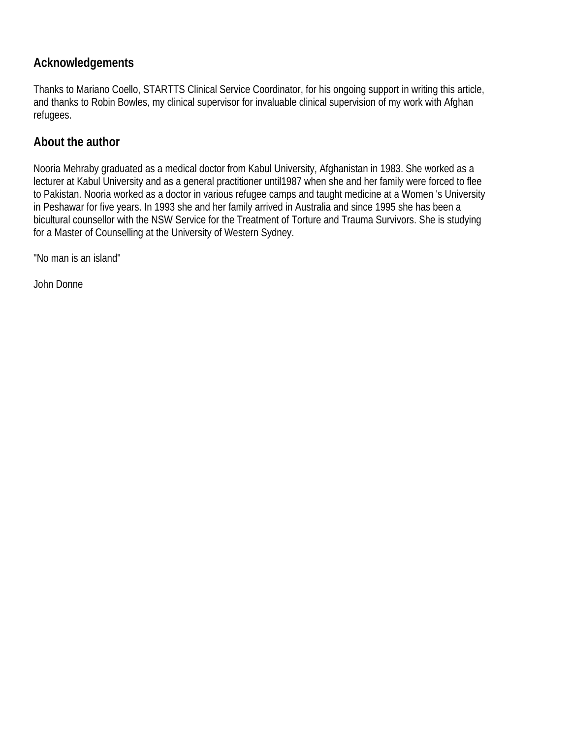## Acknowledgements

Thanks to Mariano Coello, STARTTS Clinical Service Coordinator, for his ongoing support in writing this article, and thanks to Robin Bowles, my clinical supervisor for invaluable clinical supervision of my work with Afghan refugees.

## About the author

Nooria Mehraby graduated as a medical doctor from Kabul University, Afghanistan in 1983. She worked as a lecturer at Kabul University and as a general practitioner until1987 when she and her family were forced to flee to Pakistan. Nooria worked as a doctor in various refugee camps and taught medicine at a Women 's University in Peshawar for five years. In 1993 she and her family arrived in Australia and since 1995 she has been a bicultural counsellor with the NSW Service for the Treatment of Torture and Trauma Survivors. She is studying for a Master of Counselling at the University of Western Sydney.

"No man is an island"

John Donne